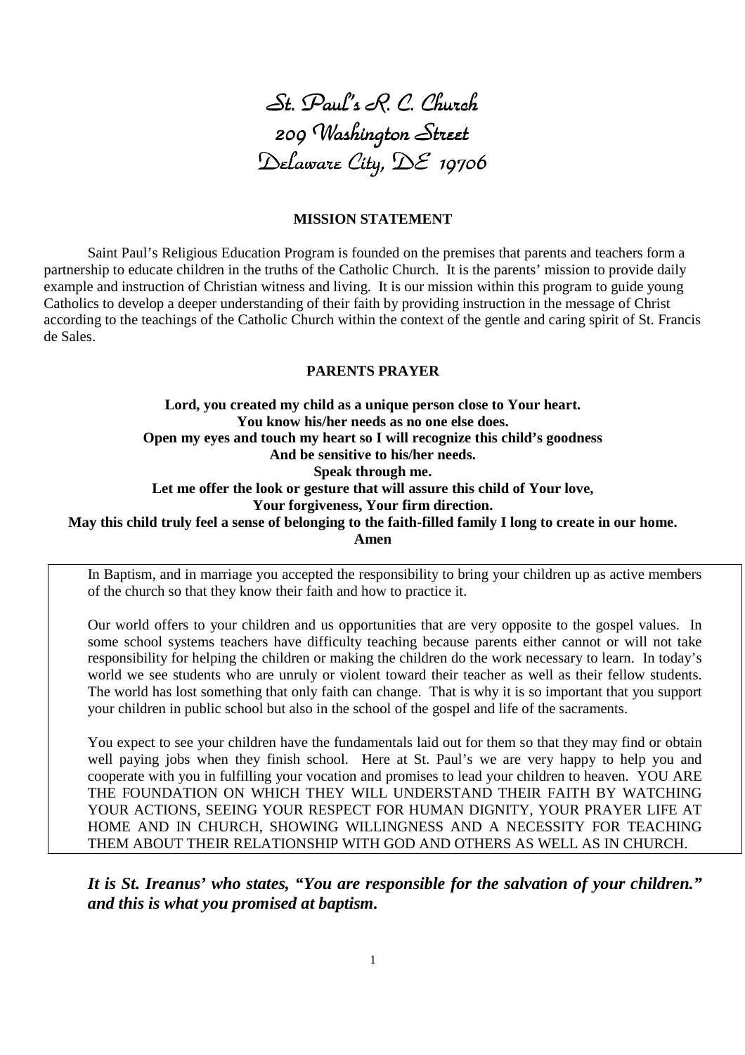# St. Paul's R. C. Church
# 209 Washington Street
# Delaware City, DE 19706

## MISSION STATEMENT

Saint Paul's Religious Education Program is founded on the premises that parents and teachers form a partnership to educate children in the truths of the Catholic Church. It is the parents' mission to provide daily example and instruction of Christian witness and living. It is our mission within this program to guide young Catholics to develop a deeper understanding of their faith by providing instruction in the message of Christ according to the teachings of the Catholic Church within the context of the gentle and caring spirit of St. Francis de Sales.

## PARENTS PRAYER

**Lord, you created my child as a unique person close to Your heart.**
**You know his/her needs as no one else does.**
**Open my eyes and touch my heart so I will recognize this child's goodness**
**And be sensitive to his/her needs.**
**Speak through me.**
**Let me offer the look or gesture that will assure this child of Your love,**
**Your forgiveness, Your firm direction.**
**May this child truly feel a sense of belonging to the faith-filled family I long to create in our home.**
**Amen**

In Baptism, and in marriage you accepted the responsibility to bring your children up as active members of the church so that they know their faith and how to practice it.

Our world offers to your children and us opportunities that are very opposite to the gospel values. In some school systems teachers have difficulty teaching because parents either cannot or will not take responsibility for helping the children or making the children do the work necessary to learn. In today's world we see students who are unruly or violent toward their teacher as well as their fellow students. The world has lost something that only faith can change. That is why it is so important that you support your children in public school but also in the school of the gospel and life of the sacraments.

You expect to see your children have the fundamentals laid out for them so that they may find or obtain well paying jobs when they finish school. Here at St. Paul's we are very happy to help you and cooperate with you in fulfilling your vocation and promises to lead your children to heaven. YOU ARE THE FOUNDATION ON WHICH THEY WILL UNDERSTAND THEIR FAITH BY WATCHING YOUR ACTIONS, SEEING YOUR RESPECT FOR HUMAN DIGNITY, YOUR PRAYER LIFE AT HOME AND IN CHURCH, SHOWING WILLINGNESS AND A NECESSITY FOR TEACHING THEM ABOUT THEIR RELATIONSHIP WITH GOD AND OTHERS AS WELL AS IN CHURCH.

***It is St. Ireanus' who states, "You are responsible for the salvation of your children." and this is what you promised at baptism.***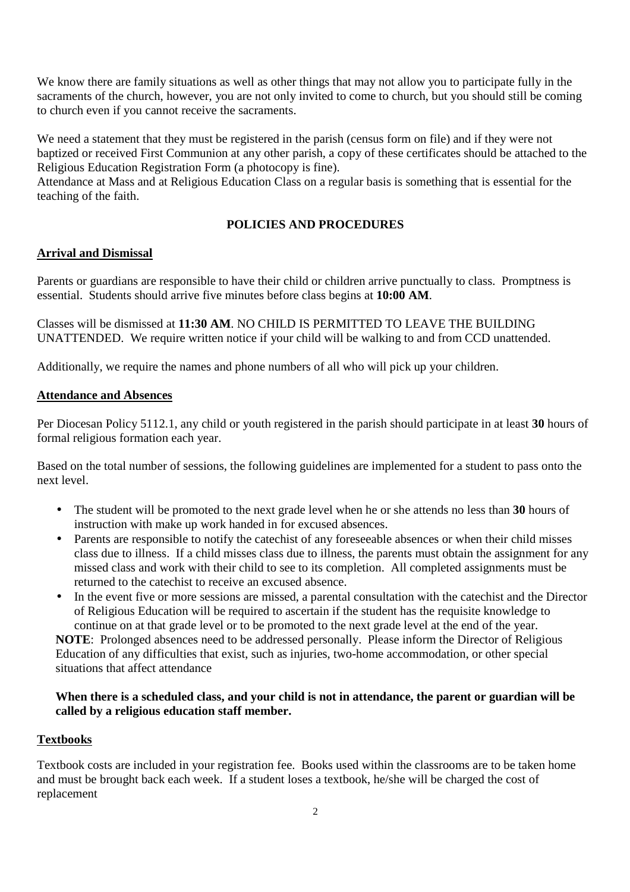We know there are family situations as well as other things that may not allow you to participate fully in the sacraments of the church, however, you are not only invited to come to church, but you should still be coming to church even if you cannot receive the sacraments.

We need a statement that they must be registered in the parish (census form on file) and if they were not baptized or received First Communion at any other parish, a copy of these certificates should be attached to the Religious Education Registration Form (a photocopy is fine).
Attendance at Mass and at Religious Education Class on a regular basis is something that is essential for the teaching of the faith.

## POLICIES AND PROCEDURES

### Arrival and Dismissal

Parents or guardians are responsible to have their child or children arrive punctually to class. Promptness is essential. Students should arrive five minutes before class begins at **10:00 AM**.

Classes will be dismissed at **11:30 AM**. NO CHILD IS PERMITTED TO LEAVE THE BUILDING UNATTENDED. We require written notice if your child will be walking to and from CCD unattended.

Additionally, we require the names and phone numbers of all who will pick up your children.

### Attendance and Absences

Per Diocesan Policy 5112.1, any child or youth registered in the parish should participate in at least **30** hours of formal religious formation each year.

Based on the total number of sessions, the following guidelines are implemented for a student to pass onto the next level.

- The student will be promoted to the next grade level when he or she attends no less than **30** hours of instruction with make up work handed in for excused absences.
- Parents are responsible to notify the catechist of any foreseeable absences or when their child misses class due to illness. If a child misses class due to illness, the parents must obtain the assignment for any missed class and work with their child to see to its completion. All completed assignments must be returned to the catechist to receive an excused absence.
- In the event five or more sessions are missed, a parental consultation with the catechist and the Director of Religious Education will be required to ascertain if the student has the requisite knowledge to continue on at that grade level or to be promoted to the next grade level at the end of the year.

**NOTE**: Prolonged absences need to be addressed personally. Please inform the Director of Religious Education of any difficulties that exist, such as injuries, two-home accommodation, or other special situations that affect attendance

**When there is a scheduled class, and your child is not in attendance, the parent or guardian will be called by a religious education staff member.**

### Textbooks

Textbook costs are included in your registration fee. Books used within the classrooms are to be taken home and must be brought back each week. If a student loses a textbook, he/she will be charged the cost of replacement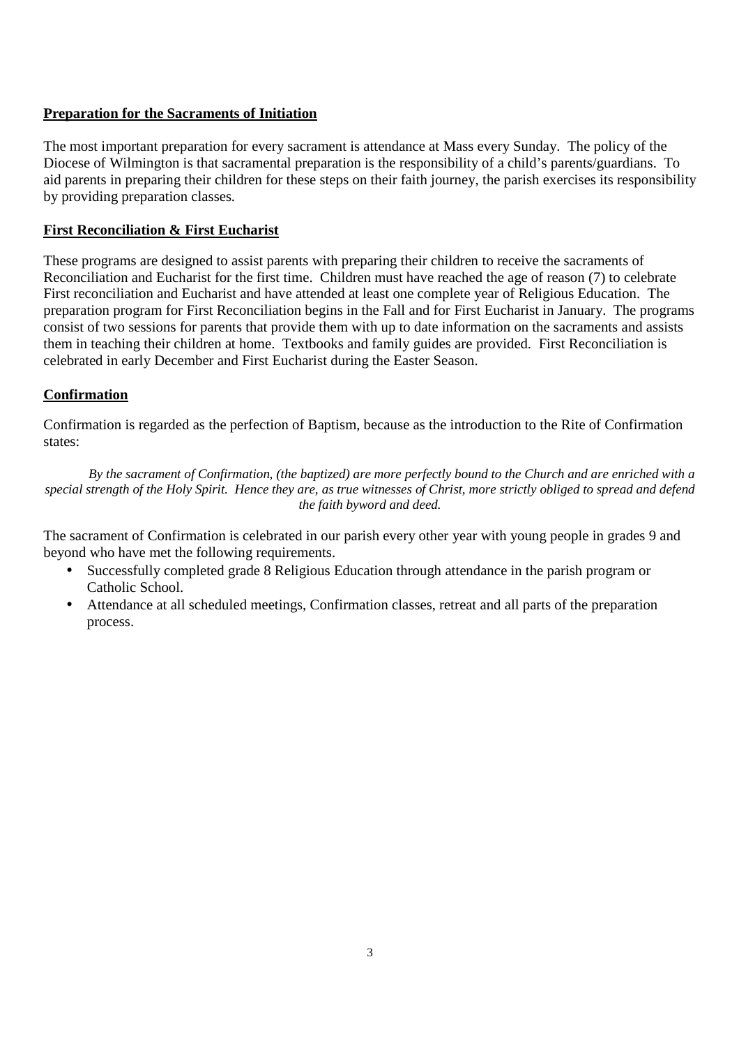**Preparation for the Sacraments of Initiation**

The most important preparation for every sacrament is attendance at Mass every Sunday. The policy of the Diocese of Wilmington is that sacramental preparation is the responsibility of a child's parents/guardians. To aid parents in preparing their children for these steps on their faith journey, the parish exercises its responsibility by providing preparation classes.

**First Reconciliation & First Eucharist**

These programs are designed to assist parents with preparing their children to receive the sacraments of Reconciliation and Eucharist for the first time. Children must have reached the age of reason (7) to celebrate First reconciliation and Eucharist and have attended at least one complete year of Religious Education. The preparation program for First Reconciliation begins in the Fall and for First Eucharist in January. The programs consist of two sessions for parents that provide them with up to date information on the sacraments and assists them in teaching their children at home. Textbooks and family guides are provided. First Reconciliation is celebrated in early December and First Eucharist during the Easter Season.

**Confirmation**

Confirmation is regarded as the perfection of Baptism, because as the introduction to the Rite of Confirmation states:

*By the sacrament of Confirmation, (the baptized) are more perfectly bound to the Church and are enriched with a special strength of the Holy Spirit. Hence they are, as true witnesses of Christ, more strictly obliged to spread and defend the faith byword and deed.*

The sacrament of Confirmation is celebrated in our parish every other year with young people in grades 9 and beyond who have met the following requirements.

- Successfully completed grade 8 Religious Education through attendance in the parish program or Catholic School.
- Attendance at all scheduled meetings, Confirmation classes, retreat and all parts of the preparation process.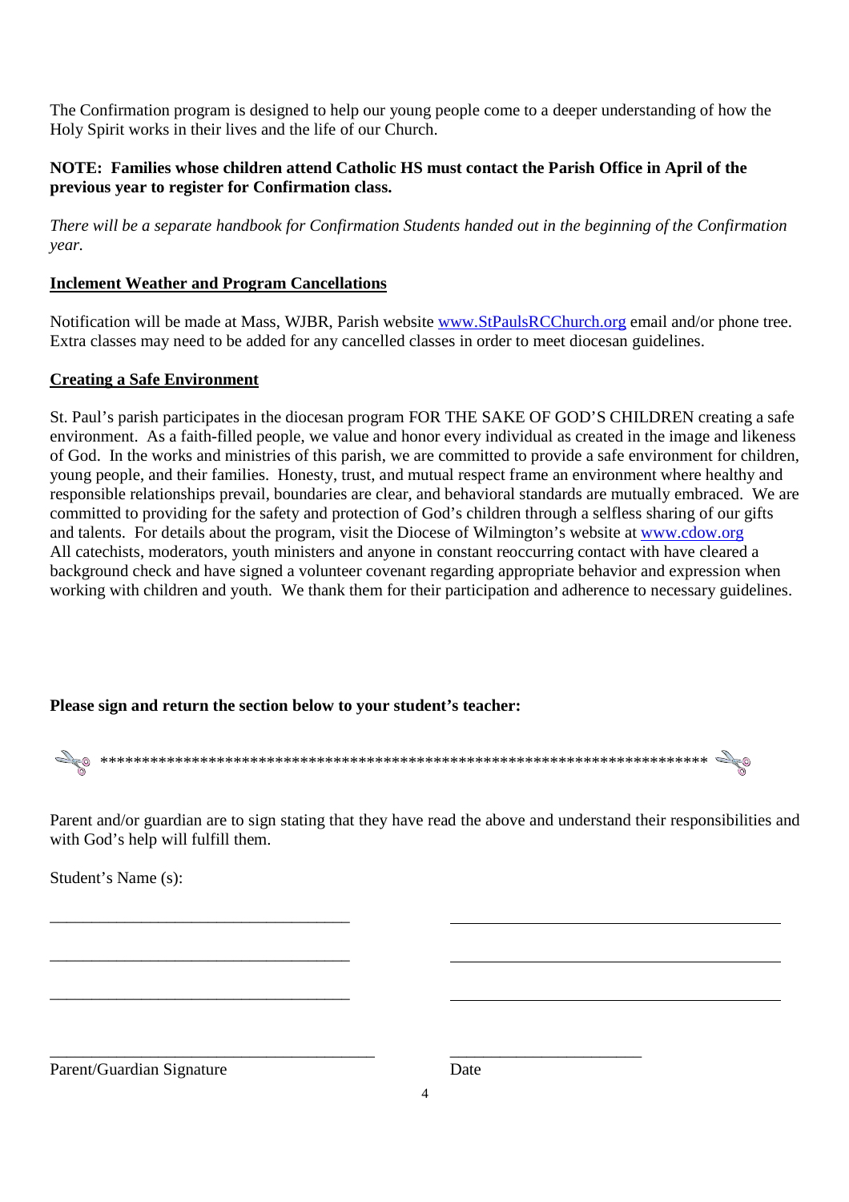The Confirmation program is designed to help our young people come to a deeper understanding of how the Holy Spirit works in their lives and the life of our Church.

**NOTE: Families whose children attend Catholic HS must contact the Parish Office in April of the previous year to register for Confirmation class.**

*There will be a separate handbook for Confirmation Students handed out in the beginning of the Confirmation year.*

## Inclement Weather and Program Cancellations

Notification will be made at Mass, WJBR, Parish website [www.StPaulsRCChurch.org](http://www.StPaulsRCChurch.org) email and/or phone tree. Extra classes may need to be added for any cancelled classes in order to meet diocesan guidelines.

## Creating a Safe Environment

St. Paul's parish participates in the diocesan program FOR THE SAKE OF GOD'S CHILDREN creating a safe environment. As a faith-filled people, we value and honor every individual as created in the image and likeness of God. In the works and ministries of this parish, we are committed to provide a safe environment for children, young people, and their families. Honesty, trust, and mutual respect frame an environment where healthy and responsible relationships prevail, boundaries are clear, and behavioral standards are mutually embraced. We are committed to providing for the safety and protection of God's children through a selfless sharing of our gifts and talents. For details about the program, visit the Diocese of Wilmington's website at [www.cdow.org](http://www.cdow.org)
All catechists, moderators, youth ministers and anyone in constant reoccurring contact with have cleared a background check and have signed a volunteer covenant regarding appropriate behavior and expression when working with children and youth. We thank them for their participation and adherence to necessary guidelines.

**Please sign and return the section below to your student's teacher:**

✂ ************************************************************************ ✂

Parent and/or guardian are to sign stating that they have read the above and understand their responsibilities and with God's help will fulfill them.

Student's Name (s):

_______________________________ _______________________________

_______________________________ _______________________________

_______________________________ _______________________________

_________________________________ ____________________

Parent/Guardian Signature Date